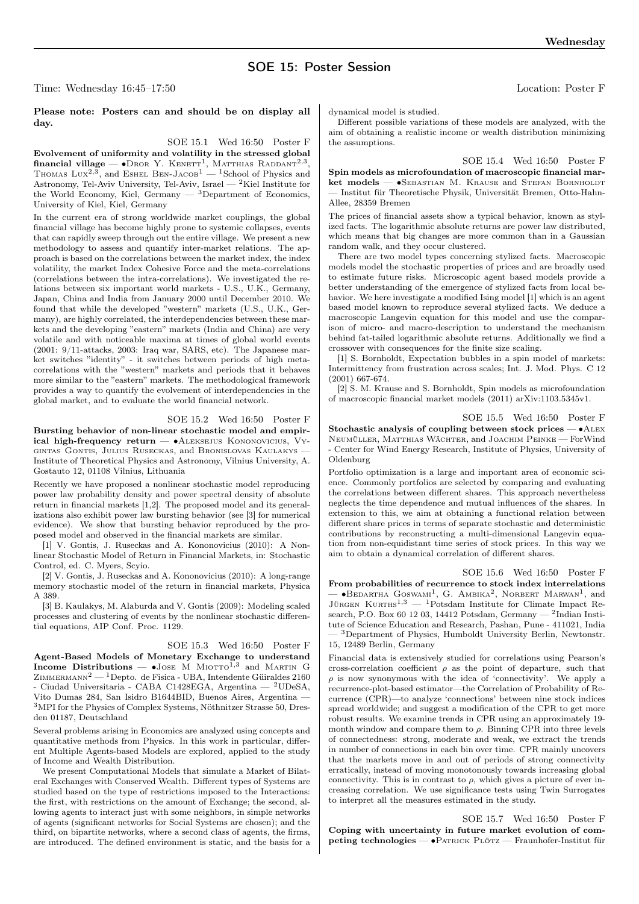# SOE 15: Poster Session

Time: Wednesday 16:45–17:50 Location: Poster F

**Please note: Posters can and should be on display all day.**

SOE 15.1 Wed 16:50 Poster F

**Evolvement of uniformity and volatility in the stressed global financial village** — •Dror Y. Kenett[1], Matthias Raddant[2,3], Thomas Lux[2,3], and Eshel Ben-Jacob[1] — [1]School of Physics and Astronomy, Tel-Aviv University, Tel-Aviv, Israel — [2]Kiel Institute for the World Economy, Kiel, Germany — [3]Department of Economics, University of Kiel, Kiel, Germany

In the current era of strong worldwide market couplings, the global financial village has become highly prone to systemic collapses, events that can rapidly sweep through out the entire village. We present a new methodology to assess and quantify inter-market relations. The approach is based on the correlations between the market index, the index volatility, the market Index Cohesive Force and the meta-correlations (correlations between the intra-correlations). We investigated the relations between six important world markets - U.S., U.K., Germany, Japan, China and India from January 2000 until December 2010. We found that while the developed "western" markets (U.S., U.K., Germany), are highly correlated, the interdependencies between these markets and the developing "eastern" markets (India and China) are very volatile and with noticeable maxima at times of global world events (2001: 9/11-attacks, 2003: Iraq war, SARS, etc). The Japanese market switches "identity" - it switches between periods of high meta-correlations with the "western" markets and periods that it behaves more similar to the "eastern" markets. The methodological framework provides a way to quantify the evolvement of interdependencies in the global market, and to evaluate the world financial network.

SOE 15.2 Wed 16:50 Poster F

**Bursting behavior of non-linear stochastic model and empirical high-frequency return** — •Aleksejus Kononovicius, Vygintas Gontis, Julius Ruseckas, and Bronislovas Kaulakys — Institute of Theoretical Physics and Astronomy, Vilnius University, A. Gostauto 12, 01108 Vilnius, Lithuania

Recently we have proposed a nonlinear stochastic model reproducing power law probability density and power spectral density of absolute return in financial markets [1,2]. The proposed model and its generalizations also exhibit power law bursting behavior (see [3] for numerical evidence). We show that bursting behavior reproduced by the proposed model and observed in the financial markets are similar.

[1] V. Gontis, J. Ruseckas and A. Kononovicius (2010): A Nonlinear Stochastic Model of Return in Financial Markets, in: Stochastic Control, ed. C. Myers, Scyio.

[2] V. Gontis, J. Ruseckas and A. Kononovicius (2010): A long-range memory stochastic model of the return in financial markets, Physica A 389.

[3] B. Kaulakys, M. Alaburda and V. Gontis (2009): Modeling scaled processes and clustering of events by the nonlinear stochastic differential equations, AIP Conf. Proc. 1129.

SOE 15.3 Wed 16:50 Poster F

**Agent-Based Models of Monetary Exchange to understand Income Distributions** — •Jose M Miotto[1,3] and Martin G Zimmermann[2] — [1]Depto. de Fisica - UBA, Intendente Güiraldes 2160 - Ciudad Universitaria - CABA C1428EGA, Argentina — [2]UDeSA, Vito Dumas 284, San Isidro B1644BID, Buenos Aires, Argentina — [3]MPI for the Physics of Complex Systems, Nöthnitzer Strasse 50, Dresden 01187, Deutschland

Several problems arising in Economics are analyzed using concepts and quantitative methods from Physics. In this work in particular, different Multiple Agents-based Models are explored, applied to the study of Income and Wealth Distribution.

We present Computational Models that simulate a Market of Bilateral Exchanges with Conserved Wealth. Different types of Systems are studied based on the type of restrictions imposed to the Interactions: the first, with restrictions on the amount of Exchange; the second, allowing agents to interact just with some neighbors, in simple networks of agents (significant networks for Social Systems are chosen); and the third, on bipartite networks, where a second class of agents, the firms, are introduced. The defined environment is static, and the basis for a dynamical model is studied.

Different possible variations of these models are analyzed, with the aim of obtaining a realistic income or wealth distribution minimizing the assumptions.

SOE 15.4 Wed 16:50 Poster F

**Spin models as microfoundation of macroscopic financial market models** — •Sebastian M. Krause and Stefan Bornholdt — Institut für Theoretische Physik, Universität Bremen, Otto-Hahn-Allee, 28359 Bremen

The prices of financial assets show a typical behavior, known as stylized facts. The logarithmic absolute returns are power law distributed, which means that big changes are more common than in a Gaussian random walk, and they occur clustered.

There are two model types concerning stylized facts. Macroscopic models model the stochastic properties of prices and are broadly used to estimate future risks. Microscopic agent based models provide a better understanding of the emergence of stylized facts from local behavior. We here investigate a modified Ising model [1] which is an agent based model known to reproduce several stylized facts. We deduce a macroscopic Langevin equation for this model and use the comparison of micro- and macro-description to understand the mechanism behind fat-tailed logarithmic absolute returns. Additionally we find a crossover with consequences for the finite size scaling.

[1] S. Bornholdt, Expectation bubbles in a spin model of markets: Intermittency from frustration across scales; Int. J. Mod. Phys. C 12 (2001) 667-674.

[2] S. M. Krause and S. Bornholdt, Spin models as microfoundation of macroscopic financial market models (2011) arXiv:1103.5345v1.

SOE 15.5 Wed 16:50 Poster F

**Stochastic analysis of coupling between stock prices** — •Alex Neumüller, Matthias Wächter, and Joachim Peinke — ForWind - Center for Wind Energy Research, Institute of Physics, University of Oldenburg

Portfolio optimization is a large and important area of economic science. Commonly portfolios are selected by comparing and evaluating the correlations between different shares. This approach nevertheless neglects the time dependence and mutual influences of the shares. In extension to this, we aim at obtaining a functional relation between different share prices in terms of separate stochastic and deterministic contributions by reconstructing a multi-dimensional Langevin equation from non-equidistant time series of stock prices. In this way we aim to obtain a dynamical correlation of different shares.

SOE 15.6 Wed 16:50 Poster F

**From probabilities of recurrence to stock index interrelations** — •Bedartha Goswami[1], G. Ambika[2], Norbert Marwan[1], and Jürgen Kurths[1,3] — [1]Potsdam Institute for Climate Impact Research, P.O. Box 60 12 03, 14412 Potsdam, Germany — [2]Indian Institute of Science Education and Research, Pashan, Pune - 411021, India — [3]Department of Physics, Humboldt University Berlin, Newtonstr. 15, 12489 Berlin, Germany

Financial data is extensively studied for correlations using Pearson's cross-correlation coefficient $\rho$ as the point of departure, such that $\rho$ is now synonymous with the idea of 'connectivity'. We apply a recurrence-plot-based estimator—the Correlation of Probability of Recurrence (CPR)—to analyze 'connections' between nine stock indices spread worldwide; and suggest a modification of the CPR to get more robust results. We examine trends in CPR using an approximately 19-month window and compare them to $\rho$. Binning CPR into three levels of connectedness: strong, moderate and weak, we extract the trends in number of connections in each bin over time. CPR mainly uncovers that the markets move in and out of periods of strong connectivity erratically, instead of moving monotonously towards increasing global connectivity. This is in contrast to $\rho$, which gives a picture of ever increasing correlation. We use significance tests using Twin Surrogates to interpret all the measures estimated in the study.

SOE 15.7 Wed 16:50 Poster F

**Coping with uncertainty in future market evolution of competing technologies** — •Patrick Plötz — Fraunhofer-Institut für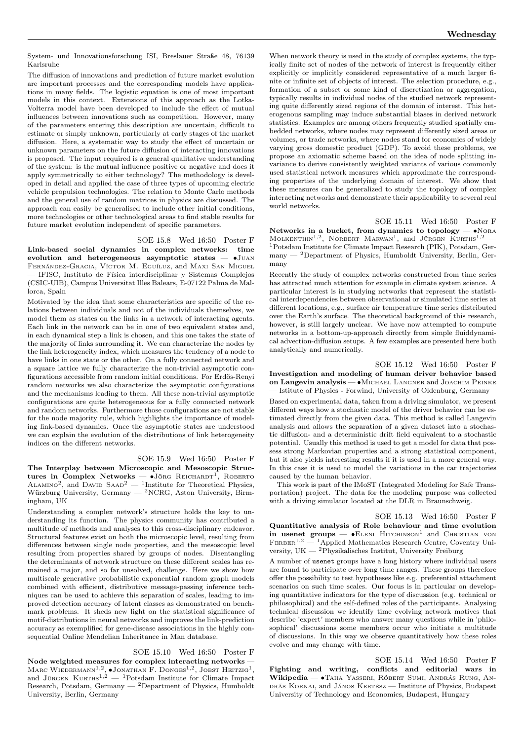System- und Innovationsforschung ISI, Breslauer Straße 48, 76139 Karlsruhe

The diffusion of innovations and prediction of future market evolution are important processes and the corresponding models have applications in many fields. The logistic equation is one of most important models in this context. Extensions of this approach as the Lotka-Volterra model have been developed to include the effect of mutual influences between innovations such as competition. However, many of the parameters entering this description are uncertain, difficult to estimate or simply unknown, particularly at early stages of the market diffusion. Here, a systematic way to study the effect of uncertain or unknown parameters on the future diffusion of interacting innovations is proposed. The input required is a general qualitative understanding of the system: is the mutual influence positive or negative and does it apply symmetrically to either technology? The methodology is developed in detail and applied the case of three types of upcoming electric vehicle propulsion technologies. The relation to Monte Carlo methods and the general use of random matrices in physics are discussed. The approach can easily be generalised to include other initial conditions, more technologies or other technological areas to find stable results for future market evolution independent of specific parameters.

SOE 15.8 Wed 16:50 Poster F

**Link-based social dynamics in complex networks: time evolution and heterogeneous asymptotic states** — •Juan Fernández-Gracia, Víctor M. Eguíluz, and Maxi San Miguel — IFISC, Instituto de Física interdisciplinar y Sistemas Complejos (CSIC-UIB), Campus Universitat Illes Balears, E-07122 Palma de Mallorca, Spain

Motivated by the idea that some characteristics are specific of the relations between individuals and not of the individuals themselves, we model them as states on the links in a network of interacting agents. Each link in the network can be in one of two equivalent states and, in each dynamical step a link is chosen, and this one takes the state of the majority of links surrounding it. We can characterize the nodes by the link heterogeneity index, which measures the tendency of a node to have links in one state or the other. On a fully connected network and a square lattice we fully characterize the non-trivial asymptotic configurations accessible from random initial conditions. For Erdös-Renyi random networks we also characterize the asymptotic configurations and the mechanisms leading to them. All these non-trivial asymptotic configurations are quite heterogeneous for a fully connected network and random networks. Furthermore those configurations are not stable for the node majority rule, which highlights the importance of modeling link-based dynamics. Once the asymptotic states are understood we can explain the evolution of the distributions of link heterogeneity indices on the different networks.

SOE 15.9 Wed 16:50 Poster F

**The Interplay between Microscopic and Mesoscopic Structures in Complex Networks** — •Jörg Reichardt[1], Roberto Alamino[2], and David Saad[2] — [1]Institute for Theoretical Physics, Würzburg University, Germany — [2]NCRG, Aston University, Birmingham, UK

Understanding a complex network's structure holds the key to understanding its function. The physics community has contributed a multitude of methods and analyses to this cross-disciplinary endeavor. Structural features exist on both the microscopic level, resulting from differences between single node properties, and the mesoscopic level resulting from properties shared by groups of nodes. Disentangling the determinants of network structure on these different scales has remained a major, and so far unsolved, challenge. Here we show how multiscale generative probabilistic exponential random graph models combined with efficient, distributive message-passing inference techniques can be used to achieve this separation of scales, leading to improved detection accuracy of latent classes as demonstrated on benchmark problems. It sheds new light on the statistical significance of motif-distributions in neural networks and improves the link-prediction accuracy as exemplified for gene-disease associations in the highly consequential Online Mendelian Inheritance in Man database.

SOE 15.10 Wed 16:50 Poster F

**Node weighted measures for complex interacting networks** — Marc Wiedermann[1,2], •Jonathan F. Donges[1,2], Jobst Heitzig[1], and Jürgen Kurths[1,2] — [1]Potsdam Institute for Climate Impact Research, Potsdam, Germany — [2]Department of Physics, Humboldt University, Berlin, Germany

When network theory is used in the study of complex systems, the typically finite set of nodes of the network of interest is frequently either explicitly or implicitly considered representative of a much larger finite or infinite set of objects of interest. The selection procedure, e.g., formation of a subset or some kind of discretization or aggregation, typically results in individual nodes of the studied network representing quite differently sized regions of the domain of interest. This heterogeneous sampling may induce substantial biases in derived network statistics. Examples are among others frequently studied spatially embedded networks, where nodes may represent differently sized areas or volumes, or trade networks, where nodes stand for economies of widely varying gross domestic product (GDP). To avoid these problems, we propose an axiomatic scheme based on the idea of node splitting invariance to derive consistently weighted variants of various commonly used statistical network measures which approximate the corresponding properties of the underlying domain of interest. We show that these measures can be generalized to study the topology of complex interacting networks and demonstrate their applicability to several real world networks.

SOE 15.11 Wed 16:50 Poster F

**Networks in a bucket, from dynamics to topology** — •Nora Molkenthin[1,2], Norbert Marwan[1], and Jürgen Kurths[1,2] — [1]Potsdam Institute for Climate Impact Research (PIK), Potsdam, Germany — [2]Department of Physics, Humboldt University, Berlin, Germany

Recently the study of complex networks constructed from time series has attracted much attention for example in climate system science. A particular interest is in studying networks that represent the statistical interdependencies between observational or simulated time series at different locations, e.g., surface air temperature time series distributed over the Earth's surface. The theoretical background of this research, however, is still largely unclear. We have now attempted to compute networks in a bottom-up-approach directly from simple fluiddynamical advection-diffusion setups. A few examples are presented here both analytically and numerically.

SOE 15.12 Wed 16:50 Poster F

**Investigation and modeling of human driver behavior based on Langevin analysis** — •Michael Langner and Joachim Peinke — Istitute of Physics - Forwind, University of Oldenburg, Germany

Based on experimental data, taken from a driving simulator, we present different ways how a stochastic model of the driver behavior can be estimated directly from the given data. This method is called Langevin analysis and allows the separation of a given dataset into a stochastic diffusion- and a deterministic drift field equivalent to a stochastic potential. Usually this method is used to get a model for data that possess strong Markovian properties and a strong statistical component, but it also yields interesting results if it is used in a more general way. In this case it is used to model the variations in the car trajectories caused by the human behavior.

This work is part of the IMoST (Integrated Modeling for Safe Transportation) project. The data for the modeling purpose was collected with a driving simulator located at the DLR in Braunschweig.

SOE 15.13 Wed 16:50 Poster F

**Quantitative analysis of Role behaviour and time evolution in usenet groups** — •Eleni Hitchinson[1] and Christian von Ferber[1,2] — [1]Applied Mathematics Research Centre, Coventry University, UK — [2]Physikalisches Institut, University Freiburg

A number of usenet groups have a long history where individual users are found to participate over long time ranges. These groups therefore offer the possibility to test hypotheses like e.g. preferential attachment scenarios on such time scales. Our focus is in particular on developing quantitative indicators for the type of discussion (e.g. technical or philosophical) and the self-defined roles of the participants. Analysing technical discussion we identify time evolving network motives that describe 'expert' members who answer many questions while in 'philosophical' discussions some members occur who initiate a multitude of discussions. In this way we observe quantitatively how these roles evolve and may change with time.

SOE 15.14 Wed 16:50 Poster F

**Fighting and writing, conflicts and editorial wars in Wikipedia** — •Taha Yasseri, Róbert Sumi, András Rung, András Kornai, and János Kertész — Institute of Physics, Budapest University of Technology and Economics, Budapest, Hungary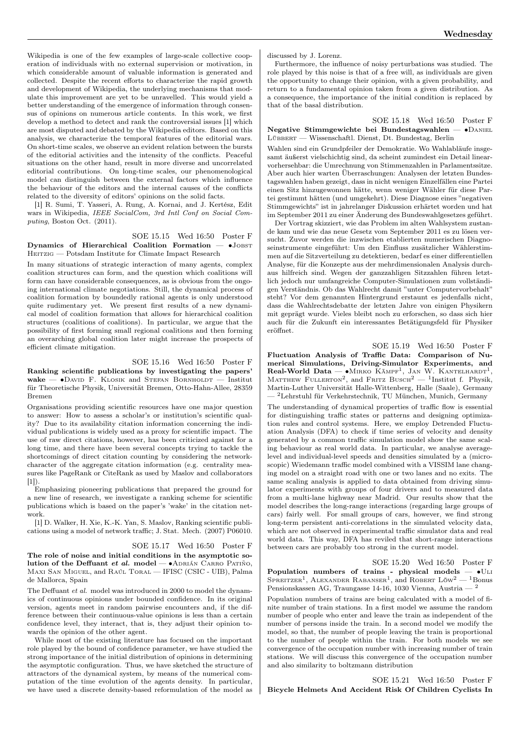Wikipedia is one of the few examples of large-scale collective cooperation of individuals with no external supervision or motivation, in which considerable amount of valuable information is generated and collected. Despite the recent efforts to characterize the rapid growth and development of Wikipedia, the underlying mechanisms that modulate this improvement are yet to be unravelled. This would yield a better understanding of the emergence of information through consensus of opinions on numerous article contents. In this work, we first develop a method to detect and rank the controversial issues [1] which are most disputed and debated by the Wikipedia editors. Based on this analysis, we characterize the temporal features of the editorial wars. On short-time scales, we observe an evident relation between the bursts of the editorial activities and the intensity of the conflicts. Peaceful situations on the other hand, result in more diverse and uncorrelated editorial contributions. On long-time scales, our phenomenological model can distinguish between the external factors which influence the behaviour of the editors and the internal causes of the conflicts related to the diversity of editors' opinions on the solid facts.

[1] R. Sumi, T. Yasseri, A. Rung, A. Kornai, and J. Kertész, Edit wars in Wikipedia, *IEEE SocialCom, 3rd Intl Conf on Social Computing*, Boston Oct. (2011).

SOE 15.15 Wed 16:50 Poster F

**Dynamics of Hierarchical Coalition Formation** — •Jobst Heitzig — Potsdam Institute for Climate Impact Research

In many situations of strategic interaction of many agents, complex coalition structures can form, and the question which coalitions will form can have considerable consequences, as is obvious from the ongoing international climate negotiations. Still, the dynamical process of coalition formation by boundedly rational agents is only understood quite rudimentary yet. We present first results of a new dynamical model of coalition formation that allows for hierarchical coalition structures (coalitions of coalitions). In particular, we argue that the possibility of first forming small regional coalitions and then forming an overarching global coalition later might increase the prospects of efficient climate mitigation.

SOE 15.16 Wed 16:50 Poster F

**Ranking scientific publications by investigating the papers' wake** — •David F. Klosik and Stefan Bornholdt — Institut für Theoretische Physik, Universität Bremen, Otto-Hahn-Allee, 28359 Bremen

Organisations providing scientific resources have one major question to answer: How to assess a scholar's or institution's scientific quality? Due to its availability citation information concerning the individual publications is widely used as a proxy for scientific impact. The use of raw direct citations, however, has been criticized against for a long time, and there have been several concepts trying to tackle the shortcomings of direct citation counting by considering the network-character of the aggregate citation information (e.g. centrality measures like PageRank or CiteRank as used by Maslov and collaborators [1]).

Emphasizing pioneering publications that prepared the ground for a new line of research, we investigate a ranking scheme for scientific publications which is based on the paper's 'wake' in the citation network.

[1] D. Walker, H. Xie, K.-K. Yan, S. Maslov, Ranking scientific publications using a model of network traffic; J. Stat. Mech. (2007) P06010.

SOE 15.17 Wed 16:50 Poster F

**The role of noise and initial conditions in the asymptotic solution of the Deffuant *et al.* model** — •Adrián Carro Patiño, Maxi San Miguel, and Raúl Toral — IFISC (CSIC - UIB), Palma de Mallorca, Spain

The Deffuant *et al.* model was introduced in 2000 to model the dynamics of continuous opinions under bounded confidence. In its original version, agents meet in random pairwise encounters and, if the difference between their continuous-value opinions is less than a certain confidence level, they interact, that is, they adjust their opinion towards the opinion of the other agent.

While most of the existing literature has focused on the important role played by the bound of confidence parameter, we have studied the strong importance of the initial distribution of opinions in determining the asymptotic configuration. Thus, we have sketched the structure of attractors of the dynamical system, by means of the numerical computation of the time evolution of the agents density. In particular, we have used a discrete density-based reformulation of the model as discussed by J. Lorenz.

Furthermore, the influence of noisy perturbations was studied. The role played by this noise is that of a free will, as individuals are given the opportunity to change their opinion, with a given probability, and return to a fundamental opinion taken from a given distribution. As a consequence, the importance of the initial condition is replaced by that of the basal distribution.

SOE 15.18 Wed 16:50 Poster F

**Negative Stimmgewichte bei Bundestagswahlen** — •Daniel Lübbert — Wissenschaftl. Dienst, Dt. Bundestag, Berlin

Wahlen sind ein Grundpfeiler der Demokratie. Wo Wahlabläufe insgesamt äußerst vielschichtig sind, da scheint zumindest ein Detail linear-vorhersehbar: die Umrechnung von Stimmenzahlen in Parlamentssitze. Aber auch hier warten Überraschungen: Analysen der letzten Bundestagswahlen haben gezeigt, dass in nicht wenigen Einzelfällen eine Partei einen Sitz hinzugewonnen hätte, wenn weniger Wähler für diese Partei gestimmt hätten (und umgekehrt). Diese Diagnose eines "negativen Stimmgewichts" ist in jahrelanger Diskussion erhärtet worden und hat im September 2011 zu einer Änderung des Bundeswahlgesetzes geführt.

Der Vortrag skizziert, wie das Problem im alten Wahlsystem zustande kam und wie das neue Gesetz vom September 2011 es zu lösen versucht. Zuvor werden die inzwischen etablierten numerischen Diagnoseinstrumente eingeführt: Um den Einfluss zusätzlicher Wählerstimmen auf die Sitzverteilung zu detektieren, bedarf es einer differentiellen Analyse, für die Konzepte aus der mehrdimensionalen Analysis durchaus hilfreich sind. Wegen der ganzzahligen Sitzzahlen führen letztlich jedoch nur umfangreiche Computer-Simulationen zum vollständigen Verständnis. Ob das Wahlrecht damit "unter Computervorbehalt" steht? Vor dem genannten Hintergrund erstaunt es jedenfalls nicht, dass die Wahlrechtsdebatte der letzten Jahre von einigen Physikern mit geprägt wurde. Vieles bleibt noch zu erforschen, so dass sich hier auch für die Zukunft ein interessantes Betätigungsfeld für Physiker eröffnet.

SOE 15.19 Wed 16:50 Poster F

**Fluctuation Analysis of Traffic Data: Comparison of Numerical Simulations, Driving-Simulator Experiments, and Real-World Data** — •Mirko Kämpf[1], Jan W. Kantelhardt[1], Matthew Fullerton[2], and Fritz Busch[2] — [1]Institut f. Physik, Martin-Luther Universität Halle-Wittenberg, Halle (Saale), Germany — [2]Lehrstuhl für Verkehrstechnik, TU München, Munich, Germany

The understanding of dynamical properties of traffic flow is essential for distinguishing traffic states or patterns and designing optimization rules and control systems. Here, we employ Detrended Fluctuation Analysis (DFA) to check if time series of velocity and density generated by a common traffic simulation model show the same scaling behaviour as real world data. In particular, we analyse average-level and individual-level speeds and densities simulated by a (microscopic) Wiedemann traffic model combined with a VISSIM lane changing model on a straight road with one or two lanes and no exits. The same scaling analysis is applied to data obtained from driving simulator experiments with groups of four drivers and to measured data from a multi-lane highway near Madrid. Our results show that the model describes the long-range interactions (regarding large groups of cars) fairly well. For small groups of cars, however, we find strong long-term persistent anti-correlations in the simulated velocity data, which are not observed in experimental traffic simulator data and real world data. This way, DFA has reviled that short-range interactions between cars are probably too strong in the current model.

SOE 15.20 Wed 16:50 Poster F

**Population numbers of trains - physical models** — •Uli Spreitzer[1], Alexander Rabanser[1], and Robert Löw[2] — [1]Bonus Pensionskassen AG, Traungasse 14-16, 1030 Vienna, Austria — [2]

Population numbers of trains are being calculated with a model of finite number of train stations. In a first model we assume the random number of people who enter and leave the train as independent of the number of persons inside the train. In a second model we modify the model, so that, the number of people leaving the train is proportional to the number of people within the train. For both models we see convergence of the occupation number with increasing number of train stations. We will discuss this convergence of the occupation number and also similarity to boltzmann distribution

SOE 15.21 Wed 16:50 Poster F

**Bicycle Helmets And Accident Risk Of Children Cyclists In**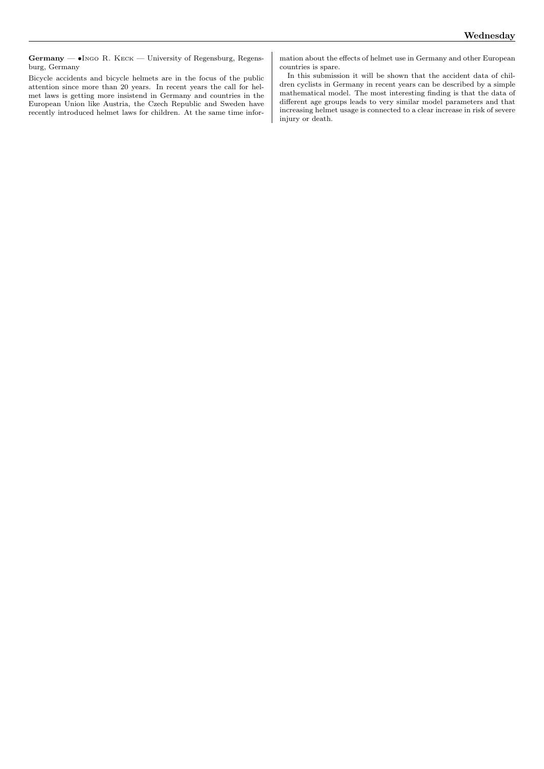**Germany** — •Ingo R. Keck — University of Regensburg, Regensburg, Germany

Bicycle accidents and bicycle helmets are in the focus of the public attention since more than 20 years. In recent years the call for helmet laws is getting more insistend in Germany and countries in the European Union like Austria, the Czech Republic and Sweden have recently introduced helmet laws for children. At the same time information about the effects of helmet use in Germany and other European countries is spare.

In this submission it will be shown that the accident data of children cyclists in Germany in recent years can be described by a simple mathematical model. The most interesting finding is that the data of different age groups leads to very similar model parameters and that increasing helmet usage is connected to a clear increase in risk of severe injury or death.